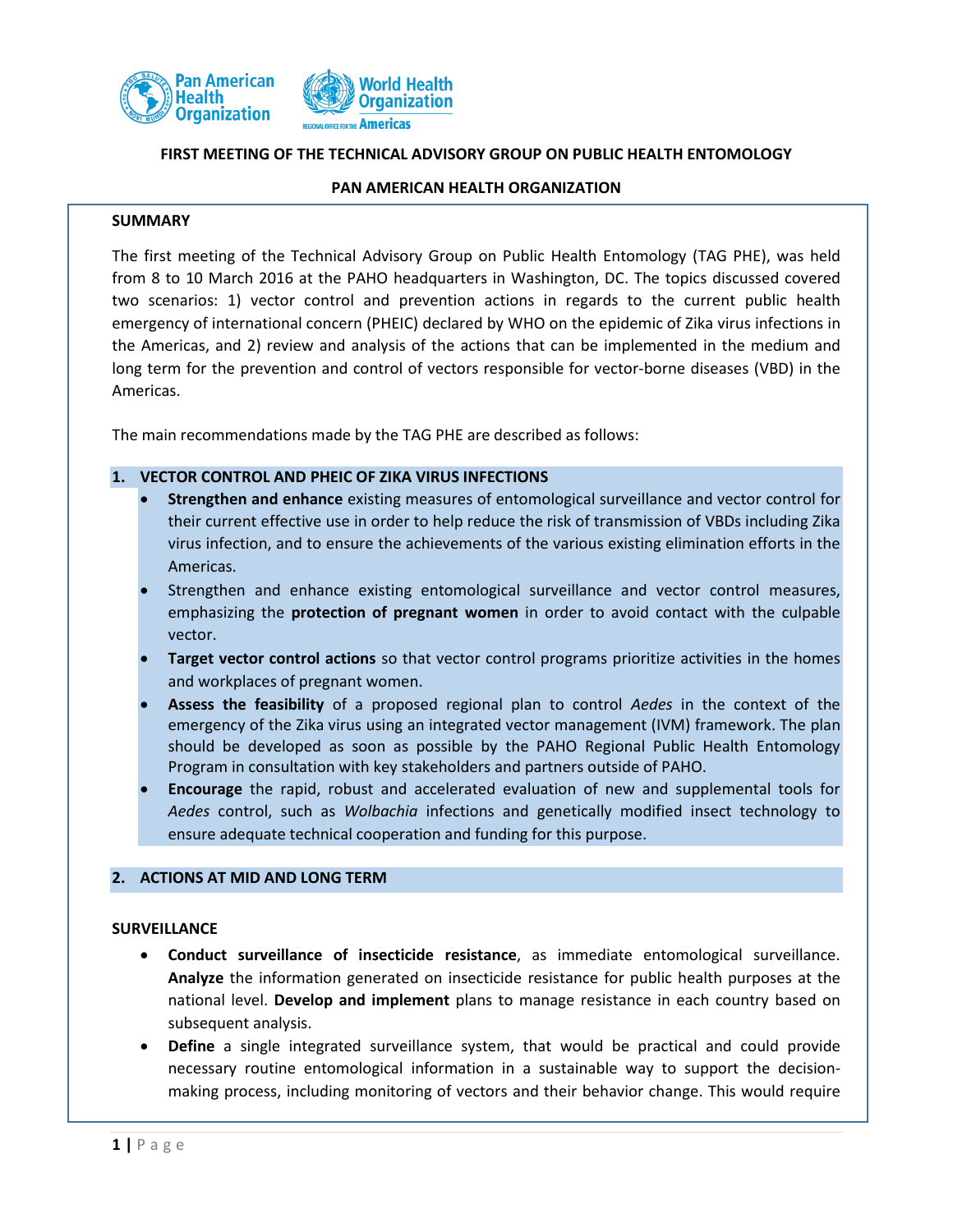**FIRST MEETING OF THE TECHNICAL ADVISORY GROUP ON PUBLIC HEALTH ENTOMOLOGY**

**PAN AMERICAN HEALTH ORGANIZATION**

## SUMMARY

The first meeting of the Technical Advisory Group on Public Health Entomology (TAG PHE), was held from 8 to 10 March 2016 at the PAHO headquarters in Washington, DC. The topics discussed covered two scenarios: 1) vector control and prevention actions in regards to the current public health emergency of international concern (PHEIC) declared by WHO on the epidemic of Zika virus infections in the Americas, and 2) review and analysis of the actions that can be implemented in the medium and long term for the prevention and control of vectors responsible for vector-borne diseases (VBD) in the Americas.

The main recommendations made by the TAG PHE are described as follows:

### 1. VECTOR CONTROL AND PHEIC OF ZIKA VIRUS INFECTIONS

- **Strengthen and enhance** existing measures of entomological surveillance and vector control for their current effective use in order to help reduce the risk of transmission of VBDs including Zika virus infection, and to ensure the achievements of the various existing elimination efforts in the Americas.
- Strengthen and enhance existing entomological surveillance and vector control measures, emphasizing the **protection of pregnant women** in order to avoid contact with the culpable vector.
- **Target vector control actions** so that vector control programs prioritize activities in the homes and workplaces of pregnant women.
- **Assess the feasibility** of a proposed regional plan to control *Aedes* in the context of the emergency of the Zika virus using an integrated vector management (IVM) framework. The plan should be developed as soon as possible by the PAHO Regional Public Health Entomology Program in consultation with key stakeholders and partners outside of PAHO.
- **Encourage** the rapid, robust and accelerated evaluation of new and supplemental tools for *Aedes* control, such as *Wolbachia* infections and genetically modified insect technology to ensure adequate technical cooperation and funding for this purpose.

### 2. ACTIONS AT MID AND LONG TERM

#### SURVEILLANCE

- **Conduct surveillance of insecticide resistance**, as immediate entomological surveillance. **Analyze** the information generated on insecticide resistance for public health purposes at the national level. **Develop and implement** plans to manage resistance in each country based on subsequent analysis.
- **Define** a single integrated surveillance system, that would be practical and could provide necessary routine entomological information in a sustainable way to support the decision-making process, including monitoring of vectors and their behavior change. This would require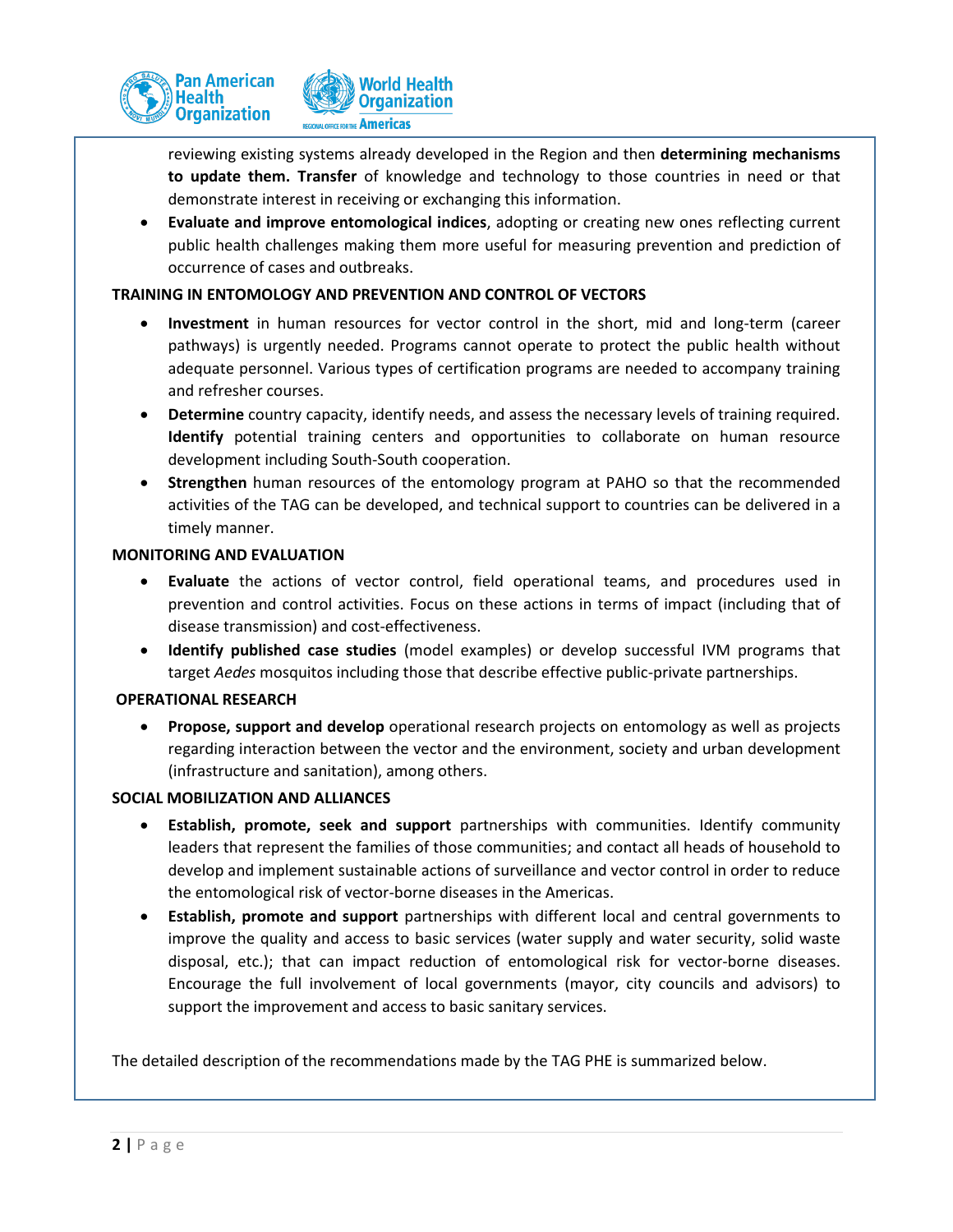reviewing existing systems already developed in the Region and then **determining mechanisms to update them. Transfer** of knowledge and technology to those countries in need or that demonstrate interest in receiving or exchanging this information.

- **Evaluate and improve entomological indices**, adopting or creating new ones reflecting current public health challenges making them more useful for measuring prevention and prediction of occurrence of cases and outbreaks.

**TRAINING IN ENTOMOLOGY AND PREVENTION AND CONTROL OF VECTORS**

- **Investment** in human resources for vector control in the short, mid and long-term (career pathways) is urgently needed. Programs cannot operate to protect the public health without adequate personnel. Various types of certification programs are needed to accompany training and refresher courses.
- **Determine** country capacity, identify needs, and assess the necessary levels of training required. **Identify** potential training centers and opportunities to collaborate on human resource development including South-South cooperation.
- **Strengthen** human resources of the entomology program at PAHO so that the recommended activities of the TAG can be developed, and technical support to countries can be delivered in a timely manner.

**MONITORING AND EVALUATION**

- **Evaluate** the actions of vector control, field operational teams, and procedures used in prevention and control activities. Focus on these actions in terms of impact (including that of disease transmission) and cost-effectiveness.
- **Identify published case studies** (model examples) or develop successful IVM programs that target *Aedes* mosquitos including those that describe effective public-private partnerships.

**OPERATIONAL RESEARCH**

- **Propose, support and develop** operational research projects on entomology as well as projects regarding interaction between the vector and the environment, society and urban development (infrastructure and sanitation), among others.

**SOCIAL MOBILIZATION AND ALLIANCES**

- **Establish, promote, seek and support** partnerships with communities. Identify community leaders that represent the families of those communities; and contact all heads of household to develop and implement sustainable actions of surveillance and vector control in order to reduce the entomological risk of vector-borne diseases in the Americas.
- **Establish, promote and support** partnerships with different local and central governments to improve the quality and access to basic services (water supply and water security, solid waste disposal, etc.); that can impact reduction of entomological risk for vector-borne diseases. Encourage the full involvement of local governments (mayor, city councils and advisors) to support the improvement and access to basic sanitary services.

The detailed description of the recommendations made by the TAG PHE is summarized below.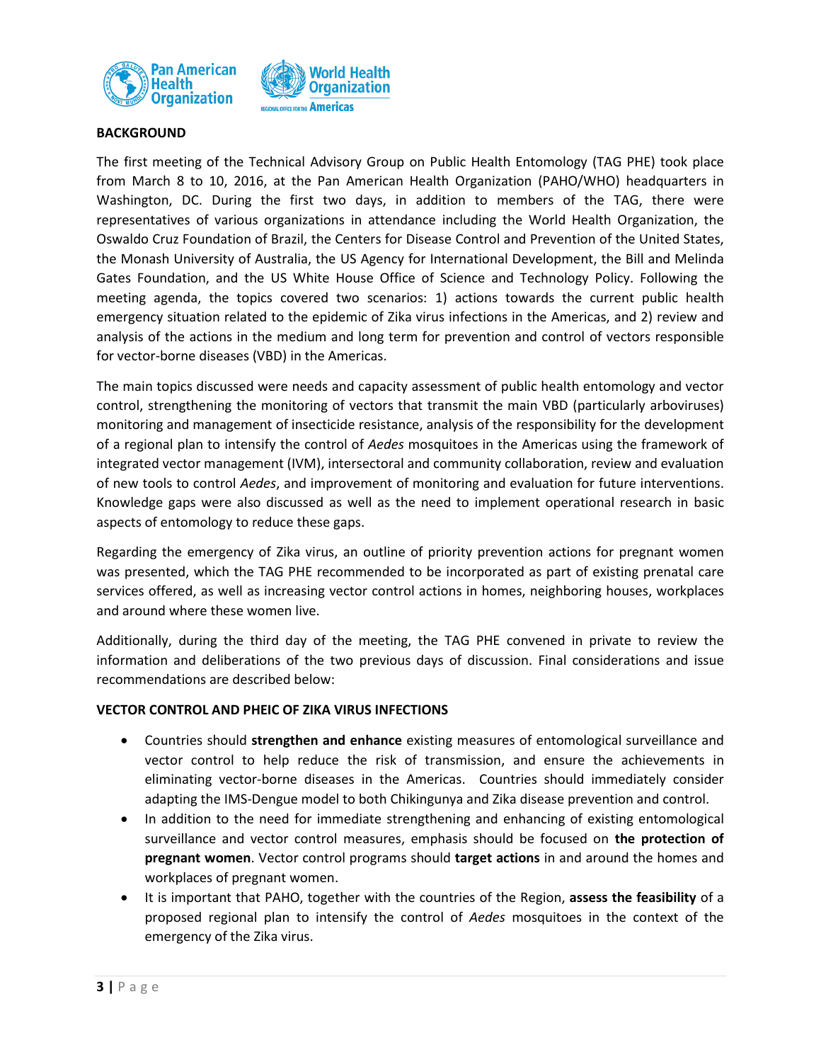## BACKGROUND

The first meeting of the Technical Advisory Group on Public Health Entomology (TAG PHE) took place from March 8 to 10, 2016, at the Pan American Health Organization (PAHO/WHO) headquarters in Washington, DC. During the first two days, in addition to members of the TAG, there were representatives of various organizations in attendance including the World Health Organization, the Oswaldo Cruz Foundation of Brazil, the Centers for Disease Control and Prevention of the United States, the Monash University of Australia, the US Agency for International Development, the Bill and Melinda Gates Foundation, and the US White House Office of Science and Technology Policy. Following the meeting agenda, the topics covered two scenarios: 1) actions towards the current public health emergency situation related to the epidemic of Zika virus infections in the Americas, and 2) review and analysis of the actions in the medium and long term for prevention and control of vectors responsible for vector-borne diseases (VBD) in the Americas.

The main topics discussed were needs and capacity assessment of public health entomology and vector control, strengthening the monitoring of vectors that transmit the main VBD (particularly arboviruses) monitoring and management of insecticide resistance, analysis of the responsibility for the development of a regional plan to intensify the control of *Aedes* mosquitoes in the Americas using the framework of integrated vector management (IVM), intersectoral and community collaboration, review and evaluation of new tools to control *Aedes*, and improvement of monitoring and evaluation for future interventions. Knowledge gaps were also discussed as well as the need to implement operational research in basic aspects of entomology to reduce these gaps.

Regarding the emergency of Zika virus, an outline of priority prevention actions for pregnant women was presented, which the TAG PHE recommended to be incorporated as part of existing prenatal care services offered, as well as increasing vector control actions in homes, neighboring houses, workplaces and around where these women live.

Additionally, during the third day of the meeting, the TAG PHE convened in private to review the information and deliberations of the two previous days of discussion. Final considerations and issue recommendations are described below:

## VECTOR CONTROL AND PHEIC OF ZIKA VIRUS INFECTIONS

- Countries should **strengthen and enhance** existing measures of entomological surveillance and vector control to help reduce the risk of transmission, and ensure the achievements in eliminating vector-borne diseases in the Americas. Countries should immediately consider adapting the IMS-Dengue model to both Chikingunya and Zika disease prevention and control.
- In addition to the need for immediate strengthening and enhancing of existing entomological surveillance and vector control measures, emphasis should be focused on **the protection of pregnant women**. Vector control programs should **target actions** in and around the homes and workplaces of pregnant women.
- It is important that PAHO, together with the countries of the Region, **assess the feasibility** of a proposed regional plan to intensify the control of *Aedes* mosquitoes in the context of the emergency of the Zika virus.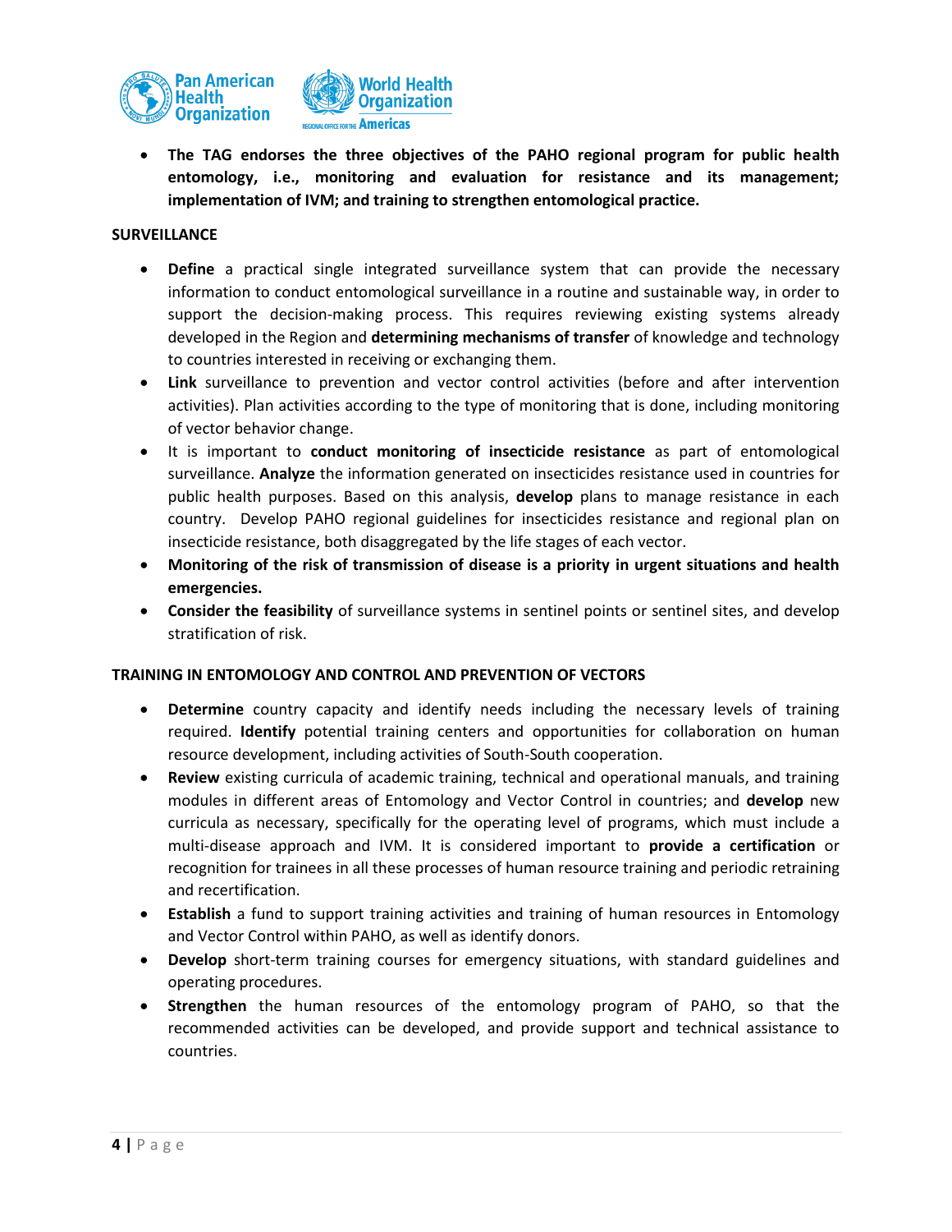- **The TAG endorses the three objectives of the PAHO regional program for public health entomology, i.e., monitoring and evaluation for resistance and its management; implementation of IVM; and training to strengthen entomological practice.**

**SURVEILLANCE**

- **Define** a practical single integrated surveillance system that can provide the necessary information to conduct entomological surveillance in a routine and sustainable way, in order to support the decision-making process. This requires reviewing existing systems already developed in the Region and **determining mechanisms of transfer** of knowledge and technology to countries interested in receiving or exchanging them.
- **Link** surveillance to prevention and vector control activities (before and after intervention activities). Plan activities according to the type of monitoring that is done, including monitoring of vector behavior change.
- It is important to **conduct monitoring of insecticide resistance** as part of entomological surveillance. **Analyze** the information generated on insecticides resistance used in countries for public health purposes. Based on this analysis, **develop** plans to manage resistance in each country. Develop PAHO regional guidelines for insecticides resistance and regional plan on insecticide resistance, both disaggregated by the life stages of each vector.
- **Monitoring of the risk of transmission of disease is a priority in urgent situations and health emergencies.**
- **Consider the feasibility** of surveillance systems in sentinel points or sentinel sites, and develop stratification of risk.

**TRAINING IN ENTOMOLOGY AND CONTROL AND PREVENTION OF VECTORS**

- **Determine** country capacity and identify needs including the necessary levels of training required. **Identify** potential training centers and opportunities for collaboration on human resource development, including activities of South-South cooperation.
- **Review** existing curricula of academic training, technical and operational manuals, and training modules in different areas of Entomology and Vector Control in countries; and **develop** new curricula as necessary, specifically for the operating level of programs, which must include a multi-disease approach and IVM. It is considered important to **provide a certification** or recognition for trainees in all these processes of human resource training and periodic retraining and recertification.
- **Establish** a fund to support training activities and training of human resources in Entomology and Vector Control within PAHO, as well as identify donors.
- **Develop** short-term training courses for emergency situations, with standard guidelines and operating procedures.
- **Strengthen** the human resources of the entomology program of PAHO, so that the recommended activities can be developed, and provide support and technical assistance to countries.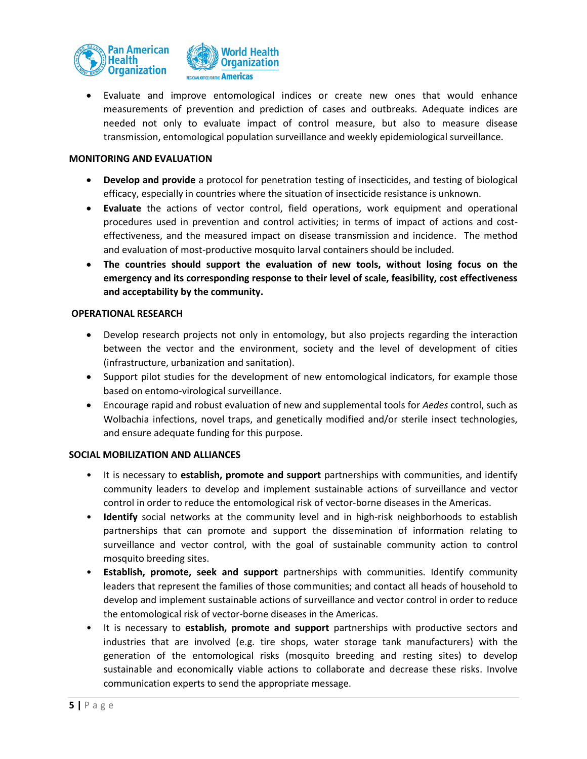- Evaluate and improve entomological indices or create new ones that would enhance measurements of prevention and prediction of cases and outbreaks. Adequate indices are needed not only to evaluate impact of control measure, but also to measure disease transmission, entomological population surveillance and weekly epidemiological surveillance.

**MONITORING AND EVALUATION**

- **Develop and provide** a protocol for penetration testing of insecticides, and testing of biological efficacy, especially in countries where the situation of insecticide resistance is unknown.
- **Evaluate** the actions of vector control, field operations, work equipment and operational procedures used in prevention and control activities; in terms of impact of actions and cost-effectiveness, and the measured impact on disease transmission and incidence. The method and evaluation of most-productive mosquito larval containers should be included.
- **The countries should support the evaluation of new tools, without losing focus on the emergency and its corresponding response to their level of scale, feasibility, cost effectiveness and acceptability by the community.**

**OPERATIONAL RESEARCH**

- Develop research projects not only in entomology, but also projects regarding the interaction between the vector and the environment, society and the level of development of cities (infrastructure, urbanization and sanitation).
- Support pilot studies for the development of new entomological indicators, for example those based on entomo-virological surveillance.
- Encourage rapid and robust evaluation of new and supplemental tools for *Aedes* control, such as Wolbachia infections, novel traps, and genetically modified and/or sterile insect technologies, and ensure adequate funding for this purpose.

**SOCIAL MOBILIZATION AND ALLIANCES**

- It is necessary to **establish, promote and support** partnerships with communities, and identify community leaders to develop and implement sustainable actions of surveillance and vector control in order to reduce the entomological risk of vector-borne diseases in the Americas.
- **Identify** social networks at the community level and in high-risk neighborhoods to establish partnerships that can promote and support the dissemination of information relating to surveillance and vector control, with the goal of sustainable community action to control mosquito breeding sites.
- **Establish, promote, seek and support** partnerships with communities. Identify community leaders that represent the families of those communities; and contact all heads of household to develop and implement sustainable actions of surveillance and vector control in order to reduce the entomological risk of vector-borne diseases in the Americas.
- It is necessary to **establish, promote and support** partnerships with productive sectors and industries that are involved (e.g. tire shops, water storage tank manufacturers) with the generation of the entomological risks (mosquito breeding and resting sites) to develop sustainable and economically viable actions to collaborate and decrease these risks. Involve communication experts to send the appropriate message.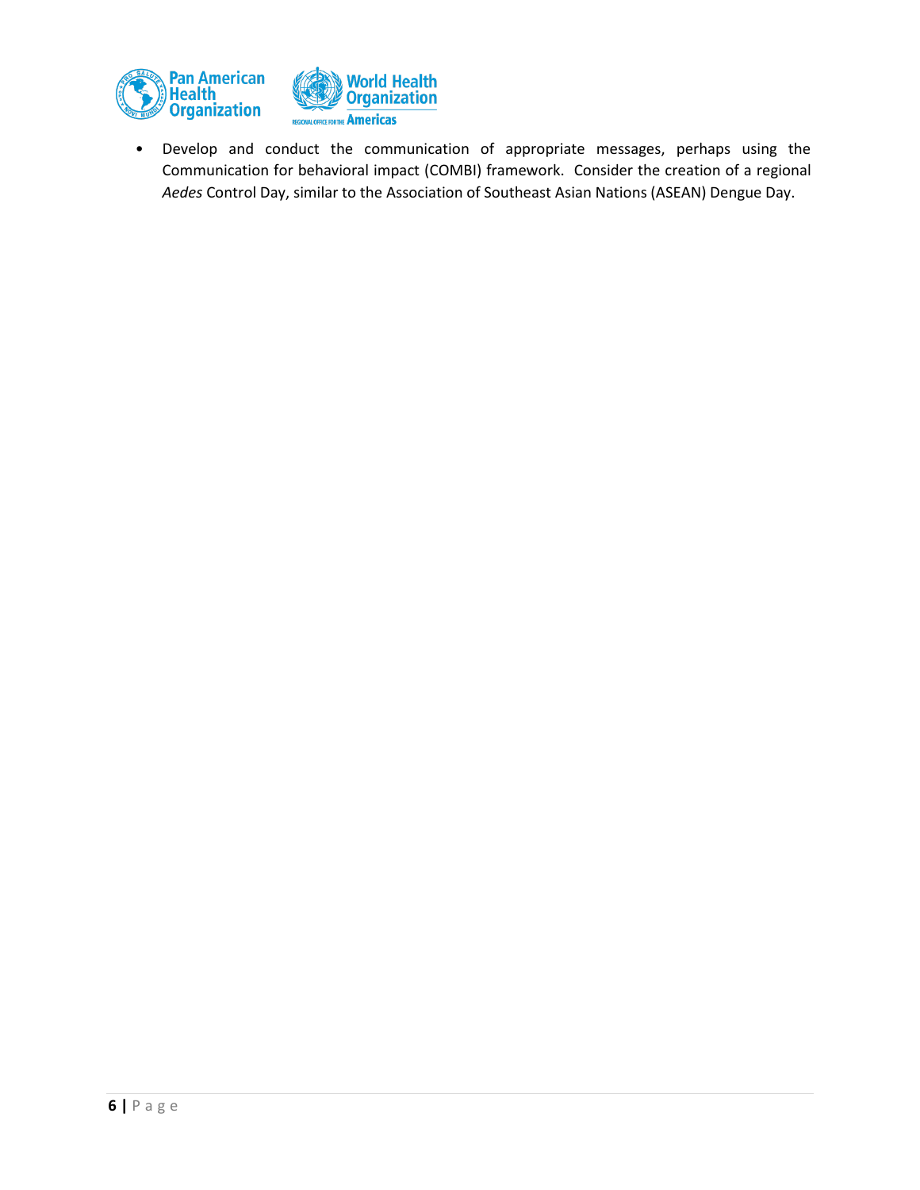- Develop and conduct the communication of appropriate messages, perhaps using the Communication for behavioral impact (COMBI) framework. Consider the creation of a regional *Aedes* Control Day, similar to the Association of Southeast Asian Nations (ASEAN) Dengue Day.